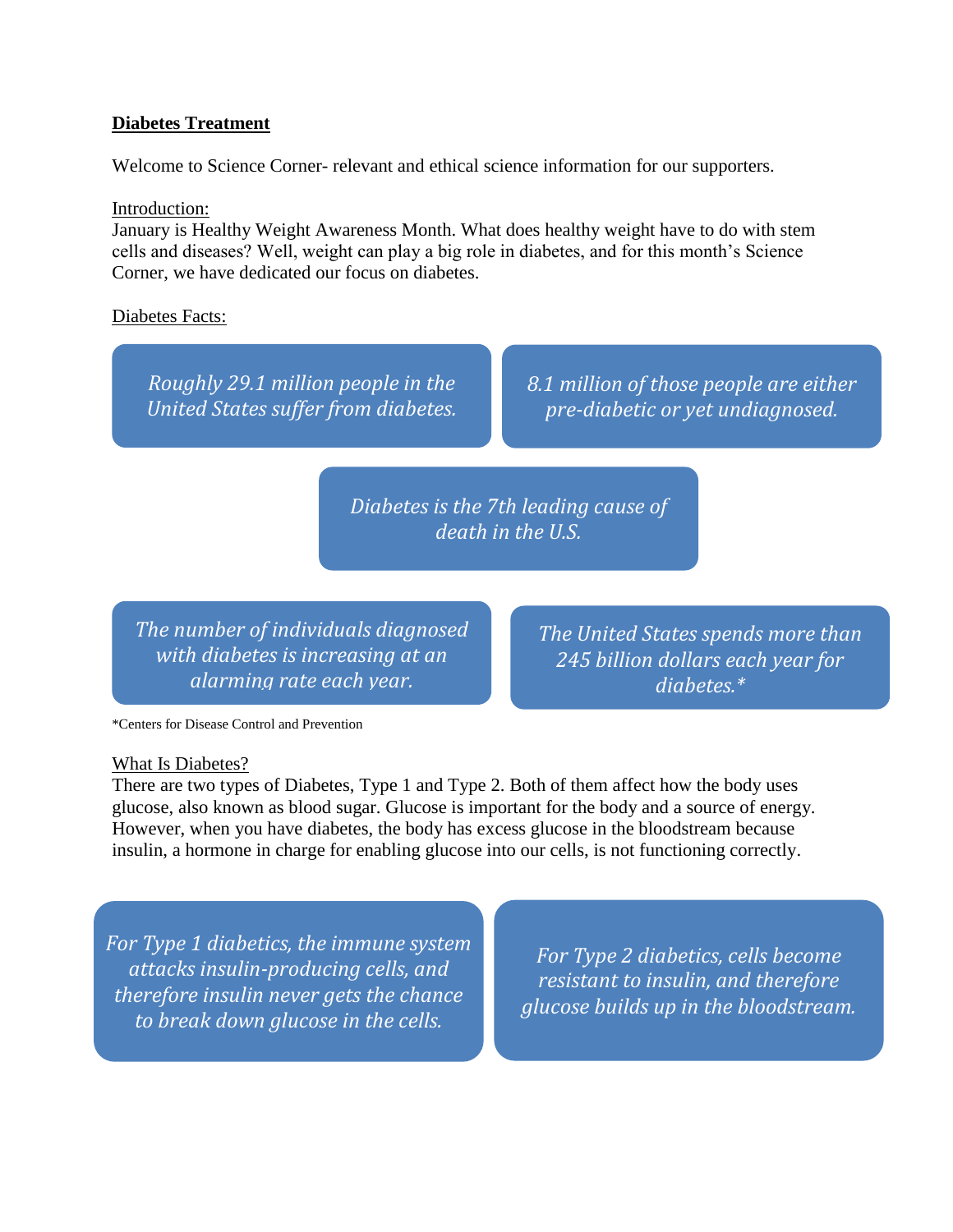## Diabetes Treatment

Welcome to Science Corner- relevant and ethical science information for our supporters.

### Introduction:

January is Healthy Weight Awareness Month. What does healthy weight have to do with stem cells and diseases? Well, weight can play a big role in diabetes, and for this month's Science Corner, we have dedicated our focus on diabetes.

### Diabetes Facts:

*Roughly 29.1 million people in the United States suffer from diabetes.*

*8.1 million of those people are either pre-diabetic or yet undiagnosed.*

*Diabetes is the 7th leading cause of death in the U.S.*

*The number of individuals diagnosed with diabetes is increasing at an alarming rate each year.*

*The United States spends more than 245 billion dollars each year for diabetes.**

*Centers for Disease Control and Prevention

### What Is Diabetes?

There are two types of Diabetes, Type 1 and Type 2. Both of them affect how the body uses glucose, also known as blood sugar. Glucose is important for the body and a source of energy. However, when you have diabetes, the body has excess glucose in the bloodstream because insulin, a hormone in charge for enabling glucose into our cells, is not functioning correctly.

*For Type 1 diabetics, the immune system attacks insulin-producing cells, and therefore insulin never gets the chance to break down glucose in the cells.*

*For Type 2 diabetics, cells become resistant to insulin, and therefore glucose builds up in the bloodstream.*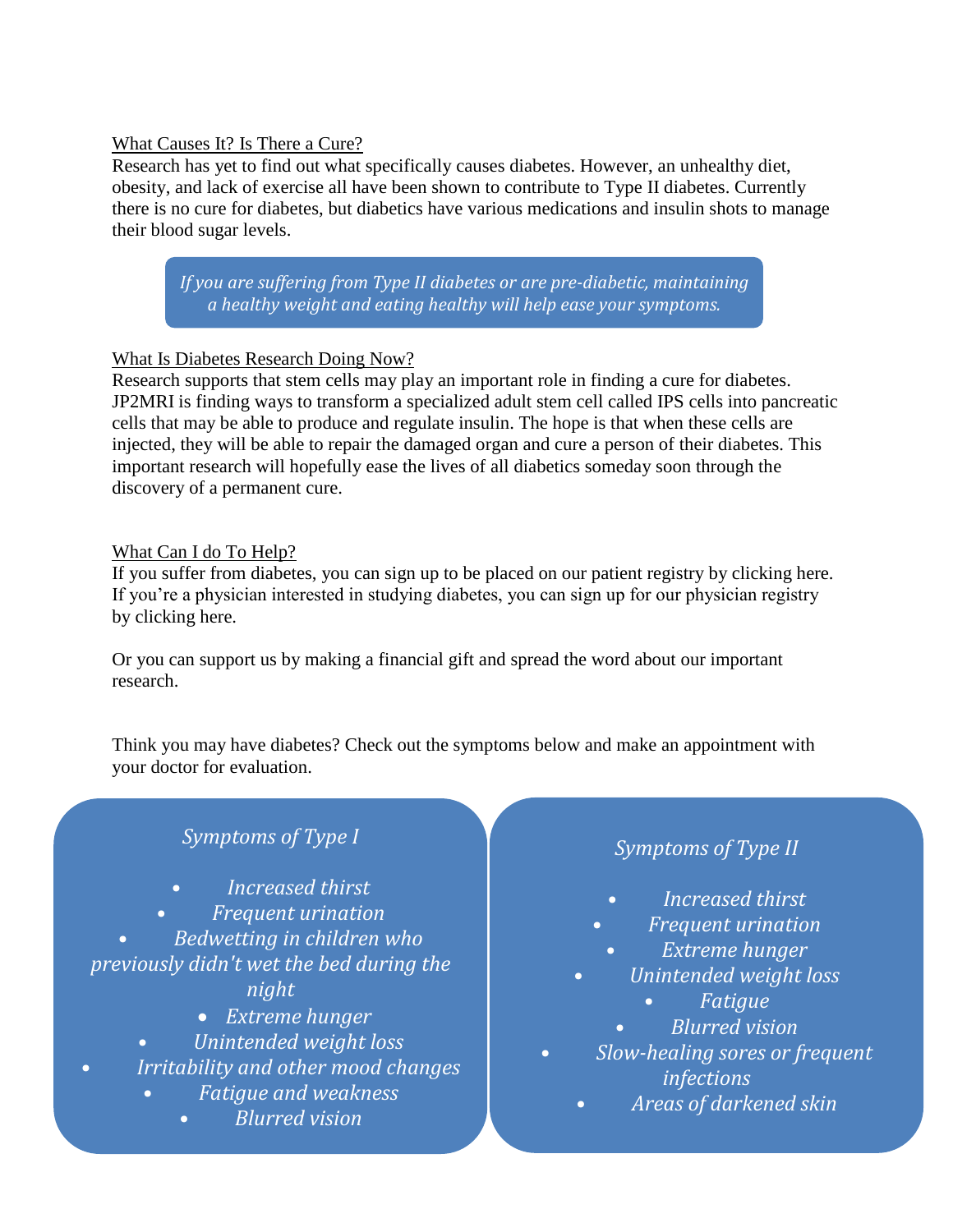## What Causes It? Is There a Cure?

Research has yet to find out what specifically causes diabetes. However, an unhealthy diet, obesity, and lack of exercise all have been shown to contribute to Type II diabetes. Currently there is no cure for diabetes, but diabetics have various medications and insulin shots to manage their blood sugar levels.

> *If you are suffering from Type II diabetes or are pre-diabetic, maintaining a healthy weight and eating healthy will help ease your symptoms.*

## What Is Diabetes Research Doing Now?

Research supports that stem cells may play an important role in finding a cure for diabetes. JP2MRI is finding ways to transform a specialized adult stem cell called IPS cells into pancreatic cells that may be able to produce and regulate insulin. The hope is that when these cells are injected, they will be able to repair the damaged organ and cure a person of their diabetes. This important research will hopefully ease the lives of all diabetics someday soon through the discovery of a permanent cure.

## What Can I do To Help?

If you suffer from diabetes, you can sign up to be placed on our patient registry by clicking here. If you're a physician interested in studying diabetes, you can sign up for our physician registry by clicking here.

Or you can support us by making a financial gift and spread the word about our important research.

Think you may have diabetes? Check out the symptoms below and make an appointment with your doctor for evaluation.

### *Symptoms of Type I*

- *Increased thirst*
- *Frequent urination*
- *Bedwetting in children who previously didn't wet the bed during the night*
- *Extreme hunger*
- *Unintended weight loss*
- *Irritability and other mood changes*
- *Fatigue and weakness*
- *Blurred vision*

### *Symptoms of Type II*

- *Increased thirst*
- *Frequent urination*
- *Extreme hunger*
- *Unintended weight loss*
- *Fatigue*
- *Blurred vision*
- *Slow-healing sores or frequent infections*
- *Areas of darkened skin*